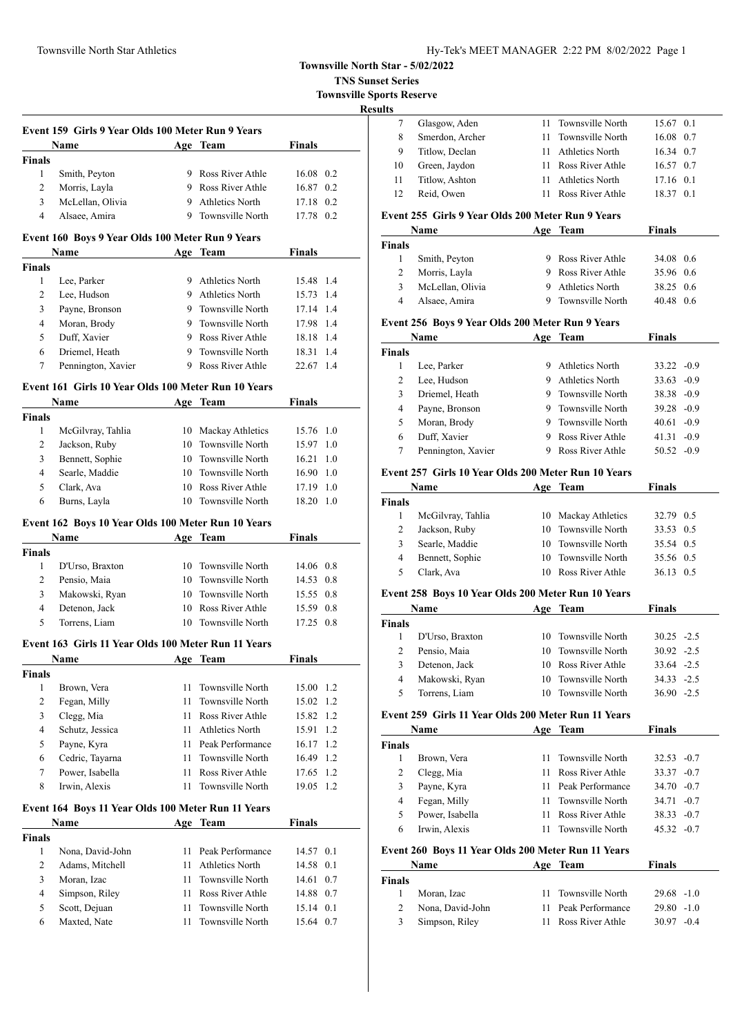# Townsville North Star - 5/02/2022

**TNS Sunset Series**

**Townsville Sports Reserve**

**Results**

### Event 159 Girls 9 Year Olds 100 Meter Run 9 Years

| | Name | Age | Team | Finals | |
|---|---|---|---|---|---|
| **Finals** | | | | | |
| 1 | Smith, Peyton | 9 | Ross River Athle | 16.08 | 0.2 |
| 2 | Morris, Layla | 9 | Ross River Athle | 16.87 | 0.2 |
| 3 | McLellan, Olivia | 9 | Athletics North | 17.18 | 0.2 |
| 4 | Alsaee, Amira | 9 | Townsville North | 17.78 | 0.2 |

### Event 160 Boys 9 Year Olds 100 Meter Run 9 Years

| | Name | Age | Team | Finals | |
|---|---|---|---|---|---|
| **Finals** | | | | | |
| 1 | Lee, Parker | 9 | Athletics North | 15.48 | 1.4 |
| 2 | Lee, Hudson | 9 | Athletics North | 15.73 | 1.4 |
| 3 | Payne, Bronson | 9 | Townsville North | 17.14 | 1.4 |
| 4 | Moran, Brody | 9 | Townsville North | 17.98 | 1.4 |
| 5 | Duff, Xavier | 9 | Ross River Athle | 18.18 | 1.4 |
| 6 | Driemel, Heath | 9 | Townsville North | 18.31 | 1.4 |
| 7 | Pennington, Xavier | 9 | Ross River Athle | 22.67 | 1.4 |

### Event 161 Girls 10 Year Olds 100 Meter Run 10 Years

| | Name | Age | Team | Finals | |
|---|---|---|---|---|---|
| **Finals** | | | | | |
| 1 | McGilvray, Tahlia | 10 | Mackay Athletics | 15.76 | 1.0 |
| 2 | Jackson, Ruby | 10 | Townsville North | 15.97 | 1.0 |
| 3 | Bennett, Sophie | 10 | Townsville North | 16.21 | 1.0 |
| 4 | Searle, Maddie | 10 | Townsville North | 16.90 | 1.0 |
| 5 | Clark, Ava | 10 | Ross River Athle | 17.19 | 1.0 |
| 6 | Burns, Layla | 10 | Townsville North | 18.20 | 1.0 |

### Event 162 Boys 10 Year Olds 100 Meter Run 10 Years

| | Name | Age | Team | Finals | |
|---|---|---|---|---|---|
| **Finals** | | | | | |
| 1 | D'Urso, Braxton | 10 | Townsville North | 14.06 | 0.8 |
| 2 | Pensio, Maia | 10 | Townsville North | 14.53 | 0.8 |
| 3 | Makowski, Ryan | 10 | Townsville North | 15.55 | 0.8 |
| 4 | Detenon, Jack | 10 | Ross River Athle | 15.59 | 0.8 |
| 5 | Torrens, Liam | 10 | Townsville North | 17.25 | 0.8 |

### Event 163 Girls 11 Year Olds 100 Meter Run 11 Years

| | Name | Age | Team | Finals | |
|---|---|---|---|---|---|
| **Finals** | | | | | |
| 1 | Brown, Vera | 11 | Townsville North | 15.00 | 1.2 |
| 2 | Fegan, Milly | 11 | Townsville North | 15.02 | 1.2 |
| 3 | Clegg, Mia | 11 | Ross River Athle | 15.82 | 1.2 |
| 4 | Schutz, Jessica | 11 | Athletics North | 15.91 | 1.2 |
| 5 | Payne, Kyra | 11 | Peak Performance | 16.17 | 1.2 |
| 6 | Cedric, Tayarna | 11 | Townsville North | 16.49 | 1.2 |
| 7 | Power, Isabella | 11 | Ross River Athle | 17.65 | 1.2 |
| 8 | Irwin, Alexis | 11 | Townsville North | 19.05 | 1.2 |

### Event 164 Boys 11 Year Olds 100 Meter Run 11 Years

| | Name | Age | Team | Finals | |
|---|---|---|---|---|---|
| **Finals** | | | | | |
| 1 | Nona, David-John | 11 | Peak Performance | 14.57 | 0.1 |
| 2 | Adams, Mitchell | 11 | Athletics North | 14.58 | 0.1 |
| 3 | Moran, Izac | 11 | Townsville North | 14.61 | 0.7 |
| 4 | Simpson, Riley | 11 | Ross River Athle | 14.88 | 0.7 |
| 5 | Scott, Dejuan | 11 | Townsville North | 15.14 | 0.1 |
| 6 | Maxted, Nate | 11 | Townsville North | 15.64 | 0.7 |
| 7 | Glasgow, Aden | 11 | Townsville North | 15.67 | 0.1 |
| 8 | Smerdon, Archer | 11 | Townsville North | 16.08 | 0.7 |
| 9 | Titlow, Declan | 11 | Athletics North | 16.34 | 0.7 |
| 10 | Green, Jaydon | 11 | Ross River Athle | 16.57 | 0.7 |
| 11 | Titlow, Ashton | 11 | Athletics North | 17.16 | 0.1 |
| 12 | Reid, Owen | 11 | Ross River Athle | 18.37 | 0.1 |

### Event 255 Girls 9 Year Olds 200 Meter Run 9 Years

| | Name | Age | Team | Finals | |
|---|---|---|---|---|---|
| **Finals** | | | | | |
| 1 | Smith, Peyton | 9 | Ross River Athle | 34.08 | 0.6 |
| 2 | Morris, Layla | 9 | Ross River Athle | 35.96 | 0.6 |
| 3 | McLellan, Olivia | 9 | Athletics North | 38.25 | 0.6 |
| 4 | Alsaee, Amira | 9 | Townsville North | 40.48 | 0.6 |

### Event 256 Boys 9 Year Olds 200 Meter Run 9 Years

| | Name | Age | Team | Finals | |
|---|---|---|---|---|---|
| **Finals** | | | | | |
| 1 | Lee, Parker | 9 | Athletics North | 33.22 | -0.9 |
| 2 | Lee, Hudson | 9 | Athletics North | 33.63 | -0.9 |
| 3 | Driemel, Heath | 9 | Townsville North | 38.38 | -0.9 |
| 4 | Payne, Bronson | 9 | Townsville North | 39.28 | -0.9 |
| 5 | Moran, Brody | 9 | Townsville North | 40.61 | -0.9 |
| 6 | Duff, Xavier | 9 | Ross River Athle | 41.31 | -0.9 |
| 7 | Pennington, Xavier | 9 | Ross River Athle | 50.52 | -0.9 |

### Event 257 Girls 10 Year Olds 200 Meter Run 10 Years

| | Name | Age | Team | Finals | |
|---|---|---|---|---|---|
| **Finals** | | | | | |
| 1 | McGilvray, Tahlia | 10 | Mackay Athletics | 32.79 | 0.5 |
| 2 | Jackson, Ruby | 10 | Townsville North | 33.53 | 0.5 |
| 3 | Searle, Maddie | 10 | Townsville North | 35.54 | 0.5 |
| 4 | Bennett, Sophie | 10 | Townsville North | 35.56 | 0.5 |
| 5 | Clark, Ava | 10 | Ross River Athle | 36.13 | 0.5 |

### Event 258 Boys 10 Year Olds 200 Meter Run 10 Years

| | Name | Age | Team | Finals | |
|---|---|---|---|---|---|
| **Finals** | | | | | |
| 1 | D'Urso, Braxton | 10 | Townsville North | 30.25 | -2.5 |
| 2 | Pensio, Maia | 10 | Townsville North | 30.92 | -2.5 |
| 3 | Detenon, Jack | 10 | Ross River Athle | 33.64 | -2.5 |
| 4 | Makowski, Ryan | 10 | Townsville North | 34.33 | -2.5 |
| 5 | Torrens, Liam | 10 | Townsville North | 36.90 | -2.5 |

### Event 259 Girls 11 Year Olds 200 Meter Run 11 Years

| | Name | Age | Team | Finals | |
|---|---|---|---|---|---|
| **Finals** | | | | | |
| 1 | Brown, Vera | 11 | Townsville North | 32.53 | -0.7 |
| 2 | Clegg, Mia | 11 | Ross River Athle | 33.37 | -0.7 |
| 3 | Payne, Kyra | 11 | Peak Performance | 34.70 | -0.7 |
| 4 | Fegan, Milly | 11 | Townsville North | 34.71 | -0.7 |
| 5 | Power, Isabella | 11 | Ross River Athle | 38.33 | -0.7 |
| 6 | Irwin, Alexis | 11 | Townsville North | 45.32 | -0.7 |

### Event 260 Boys 11 Year Olds 200 Meter Run 11 Years

| | Name | Age | Team | Finals | |
|---|---|---|---|---|---|
| **Finals** | | | | | |
| 1 | Moran, Izac | 11 | Townsville North | 29.68 | -1.0 |
| 2 | Nona, David-John | 11 | Peak Performance | 29.80 | -1.0 |
| 3 | Simpson, Riley | 11 | Ross River Athle | 30.97 | -0.4 |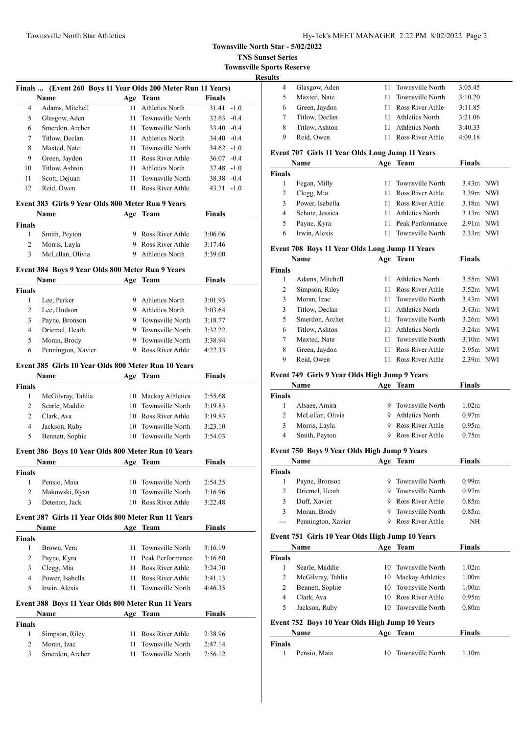**Townsville North Star - 5/02/2022**
**TNS Sunset Series**
**Townsville Sports Reserve**
**Results**

### Finals ... (Event 260 Boys 11 Year Olds 200 Meter Run 11 Years)

| | Name | Age | Team | Finals | |
|---|---|---|---|---|---|
| 4 | Adams, Mitchell | 11 | Athletics North | 31.41 | -1.0 |
| 5 | Glasgow, Aden | 11 | Townsville North | 32.63 | -0.4 |
| 6 | Smerdon, Archer | 11 | Townsville North | 33.40 | -0.4 |
| 7 | Titlow, Declan | 11 | Athletics North | 34.40 | -0.4 |
| 8 | Maxted, Nate | 11 | Townsville North | 34.62 | -1.0 |
| 9 | Green, Jaydon | 11 | Ross River Athle | 36.07 | -0.4 |
| 10 | Titlow, Ashton | 11 | Athletics North | 37.48 | -1.0 |
| 11 | Scott, Dejuan | 11 | Townsville North | 38.38 | -0.4 |
| 12 | Reid, Owen | 11 | Ross River Athle | 43.71 | -1.0 |

### Event 383 Girls 9 Year Olds 800 Meter Run 9 Years

| | Name | Age | Team | Finals |
|---|---|---|---|---|
| **Finals** | | | | |
| 1 | Smith, Peyton | 9 | Ross River Athle | 3:06.06 |
| 2 | Morris, Layla | 9 | Ross River Athle | 3:17.46 |
| 3 | McLellan, Olivia | 9 | Athletics North | 3:39.00 |

### Event 384 Boys 9 Year Olds 800 Meter Run 9 Years

| | Name | Age | Team | Finals |
|---|---|---|---|---|
| **Finals** | | | | |
| 1 | Lee, Parker | 9 | Athletics North | 3:01.93 |
| 2 | Lee, Hudson | 9 | Athletics North | 3:03.64 |
| 3 | Payne, Bronson | 9 | Townsville North | 3:18.77 |
| 4 | Driemel, Heath | 9 | Townsville North | 3:32.22 |
| 5 | Moran, Brody | 9 | Townsville North | 3:38.94 |
| 6 | Pennington, Xavier | 9 | Ross River Athle | 4:22.33 |

### Event 385 Girls 10 Year Olds 800 Meter Run 10 Years

| | Name | Age | Team | Finals |
|---|---|---|---|---|
| **Finals** | | | | |
| 1 | McGilvray, Tahlia | 10 | Mackay Athletics | 2:55.68 |
| 2 | Searle, Maddie | 10 | Townsville North | 3:19.83 |
| 2 | Clark, Ava | 10 | Ross River Athle | 3:19.83 |
| 4 | Jackson, Ruby | 10 | Townsville North | 3:23.10 |
| 5 | Bennett, Sophie | 10 | Townsville North | 3:54.03 |

### Event 386 Boys 10 Year Olds 800 Meter Run 10 Years

| | Name | Age | Team | Finals |
|---|---|---|---|---|
| **Finals** | | | | |
| 1 | Pensio, Maia | 10 | Townsville North | 2:54.25 |
| 2 | Makowski, Ryan | 10 | Townsville North | 3:16.96 |
| 3 | Detenon, Jack | 10 | Ross River Athle | 3:22.48 |

### Event 387 Girls 11 Year Olds 800 Meter Run 11 Years

| | Name | Age | Team | Finals |
|---|---|---|---|---|
| **Finals** | | | | |
| 1 | Brown, Vera | 11 | Townsville North | 3:16.19 |
| 2 | Payne, Kyra | 11 | Peak Performance | 3:16.60 |
| 3 | Clegg, Mia | 11 | Ross River Athle | 3:24.70 |
| 4 | Power, Isabella | 11 | Ross River Athle | 3:41.13 |
| 5 | Irwin, Alexis | 11 | Townsville North | 4:46.35 |

### Event 388 Boys 11 Year Olds 800 Meter Run 11 Years

| | Name | Age | Team | Finals |
|---|---|---|---|---|
| **Finals** | | | | |
| 1 | Simpson, Riley | 11 | Ross River Athle | 2:38.96 |
| 2 | Moran, Izac | 11 | Townsville North | 2:47.14 |
| 3 | Smerdon, Archer | 11 | Townsville North | 2:56.12 |
| 4 | Glasgow, Aden | 11 | Townsville North | 3:05.45 |
| 5 | Maxted, Nate | 11 | Townsville North | 3:10.20 |
| 6 | Green, Jaydon | 11 | Ross River Athle | 3:11.85 |
| 7 | Titlow, Declan | 11 | Athletics North | 3:21.06 |
| 8 | Titlow, Ashton | 11 | Athletics North | 3:40.33 |
| 9 | Reid, Owen | 11 | Ross River Athle | 4:09.18 |

### Event 707 Girls 11 Year Olds Long Jump 11 Years

| | Name | Age | Team | Finals | |
|---|---|---|---|---|---|
| **Finals** | | | | | |
| 1 | Fegan, Milly | 11 | Townsville North | 3.43m | NWI |
| 2 | Clegg, Mia | 11 | Ross River Athle | 3.39m | NWI |
| 3 | Power, Isabella | 11 | Ross River Athle | 3.18m | NWI |
| 4 | Schutz, Jessica | 11 | Athletics North | 3.13m | NWI |
| 5 | Payne, Kyra | 11 | Peak Performance | 2.91m | NWI |
| 6 | Irwin, Alexis | 11 | Townsville North | 2.33m | NWI |

### Event 708 Boys 11 Year Olds Long Jump 11 Years

| | Name | Age | Team | Finals | |
|---|---|---|---|---|---|
| **Finals** | | | | | |
| 1 | Adams, Mitchell | 11 | Athletics North | 3.55m | NWI |
| 2 | Simpson, Riley | 11 | Ross River Athle | 3.52m | NWI |
| 3 | Moran, Izac | 11 | Townsville North | 3.43m | NWI |
| 3 | Titlow, Declan | 11 | Athletics North | 3.43m | NWI |
| 5 | Smerdon, Archer | 11 | Townsville North | 3.26m | NWI |
| 6 | Titlow, Ashton | 11 | Athletics North | 3.24m | NWI |
| 7 | Maxted, Nate | 11 | Townsville North | 3.10m | NWI |
| 8 | Green, Jaydon | 11 | Ross River Athle | 2.95m | NWI |
| 9 | Reid, Owen | 11 | Ross River Athle | 2.39m | NWI |

### Event 749 Girls 9 Year Olds High Jump 9 Years

| | Name | Age | Team | Finals |
|---|---|---|---|---|
| **Finals** | | | | |
| 1 | Alsaee, Amira | 9 | Townsville North | 1.02m |
| 2 | McLellan, Olivia | 9 | Athletics North | 0.97m |
| 3 | Morris, Layla | 9 | Ross River Athle | 0.95m |
| 4 | Smith, Peyton | 9 | Ross River Athle | 0.75m |

### Event 750 Boys 9 Year Olds High Jump 9 Years

| | Name | Age | Team | Finals |
|---|---|---|---|---|
| **Finals** | | | | |
| 1 | Payne, Bronson | 9 | Townsville North | 0.99m |
| 2 | Driemel, Heath | 9 | Townsville North | 0.97m |
| 3 | Duff, Xavier | 9 | Ross River Athle | 0.85m |
| 3 | Moran, Brody | 9 | Townsville North | 0.85m |
| --- | Pennington, Xavier | 9 | Ross River Athle | NH |

### Event 751 Girls 10 Year Olds High Jump 10 Years

| | Name | Age | Team | Finals |
|---|---|---|---|---|
| **Finals** | | | | |
| 1 | Searle, Maddie | 10 | Townsville North | 1.02m |
| 2 | McGilvray, Tahlia | 10 | Mackay Athletics | 1.00m |
| 2 | Bennett, Sophie | 10 | Townsville North | 1.00m |
| 4 | Clark, Ava | 10 | Ross River Athle | 0.95m |
| 5 | Jackson, Ruby | 10 | Townsville North | 0.80m |

### Event 752 Boys 10 Year Olds High Jump 10 Years

| | Name | Age | Team | Finals |
|---|---|---|---|---|
| **Finals** | | | | |
| 1 | Pensio, Maia | 10 | Townsville North | 1.10m |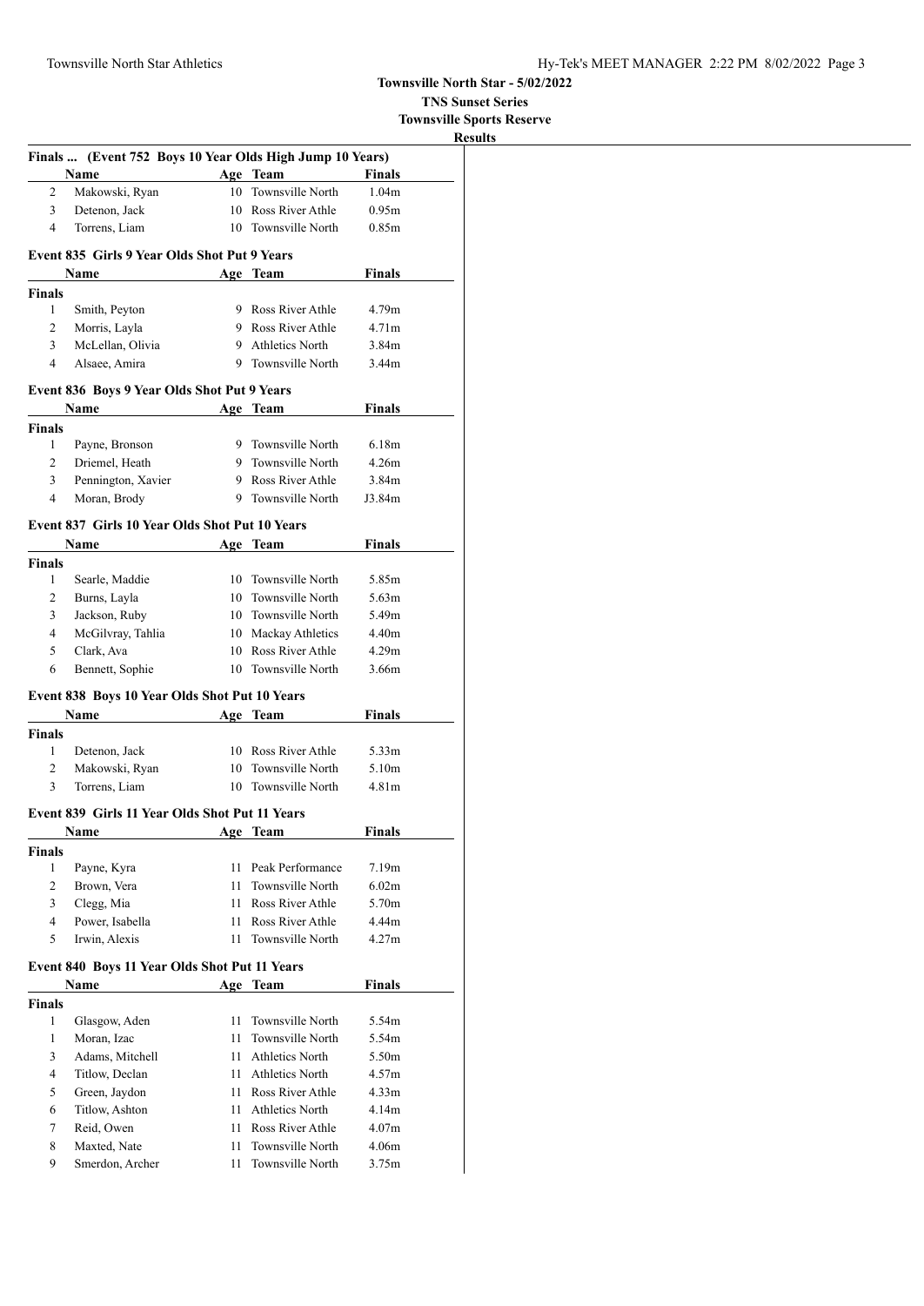**Townsville North Star - 5/02/2022**
**TNS Sunset Series**
**Townsville Sports Reserve**
**Results**

### Finals ... (Event 752 Boys 10 Year Olds High Jump 10 Years)

| | Name | Age | Team | Finals |
|---|---|---|---|---|
| 2 | Makowski, Ryan | 10 | Townsville North | 1.04m |
| 3 | Detenon, Jack | 10 | Ross River Athle | 0.95m |
| 4 | Torrens, Liam | 10 | Townsville North | 0.85m |

### Event 835 Girls 9 Year Olds Shot Put 9 Years

| | Name | Age | Team | Finals |
|---|---|---|---|---|
| **Finals** | | | | |
| 1 | Smith, Peyton | 9 | Ross River Athle | 4.79m |
| 2 | Morris, Layla | 9 | Ross River Athle | 4.71m |
| 3 | McLellan, Olivia | 9 | Athletics North | 3.84m |
| 4 | Alsaee, Amira | 9 | Townsville North | 3.44m |

### Event 836 Boys 9 Year Olds Shot Put 9 Years

| | Name | Age | Team | Finals |
|---|---|---|---|---|
| **Finals** | | | | |
| 1 | Payne, Bronson | 9 | Townsville North | 6.18m |
| 2 | Driemel, Heath | 9 | Townsville North | 4.26m |
| 3 | Pennington, Xavier | 9 | Ross River Athle | 3.84m |
| 4 | Moran, Brody | 9 | Townsville North | J3.84m |

### Event 837 Girls 10 Year Olds Shot Put 10 Years

| | Name | Age | Team | Finals |
|---|---|---|---|---|
| **Finals** | | | | |
| 1 | Searle, Maddie | 10 | Townsville North | 5.85m |
| 2 | Burns, Layla | 10 | Townsville North | 5.63m |
| 3 | Jackson, Ruby | 10 | Townsville North | 5.49m |
| 4 | McGilvray, Tahlia | 10 | Mackay Athletics | 4.40m |
| 5 | Clark, Ava | 10 | Ross River Athle | 4.29m |
| 6 | Bennett, Sophie | 10 | Townsville North | 3.66m |

### Event 838 Boys 10 Year Olds Shot Put 10 Years

| | Name | Age | Team | Finals |
|---|---|---|---|---|
| **Finals** | | | | |
| 1 | Detenon, Jack | 10 | Ross River Athle | 5.33m |
| 2 | Makowski, Ryan | 10 | Townsville North | 5.10m |
| 3 | Torrens, Liam | 10 | Townsville North | 4.81m |

### Event 839 Girls 11 Year Olds Shot Put 11 Years

| | Name | Age | Team | Finals |
|---|---|---|---|---|
| **Finals** | | | | |
| 1 | Payne, Kyra | 11 | Peak Performance | 7.19m |
| 2 | Brown, Vera | 11 | Townsville North | 6.02m |
| 3 | Clegg, Mia | 11 | Ross River Athle | 5.70m |
| 4 | Power, Isabella | 11 | Ross River Athle | 4.44m |
| 5 | Irwin, Alexis | 11 | Townsville North | 4.27m |

### Event 840 Boys 11 Year Olds Shot Put 11 Years

| | Name | Age | Team | Finals |
|---|---|---|---|---|
| **Finals** | | | | |
| 1 | Glasgow, Aden | 11 | Townsville North | 5.54m |
| 1 | Moran, Izac | 11 | Townsville North | 5.54m |
| 3 | Adams, Mitchell | 11 | Athletics North | 5.50m |
| 4 | Titlow, Declan | 11 | Athletics North | 4.57m |
| 5 | Green, Jaydon | 11 | Ross River Athle | 4.33m |
| 6 | Titlow, Ashton | 11 | Athletics North | 4.14m |
| 7 | Reid, Owen | 11 | Ross River Athle | 4.07m |
| 8 | Maxted, Nate | 11 | Townsville North | 4.06m |
| 9 | Smerdon, Archer | 11 | Townsville North | 3.75m |